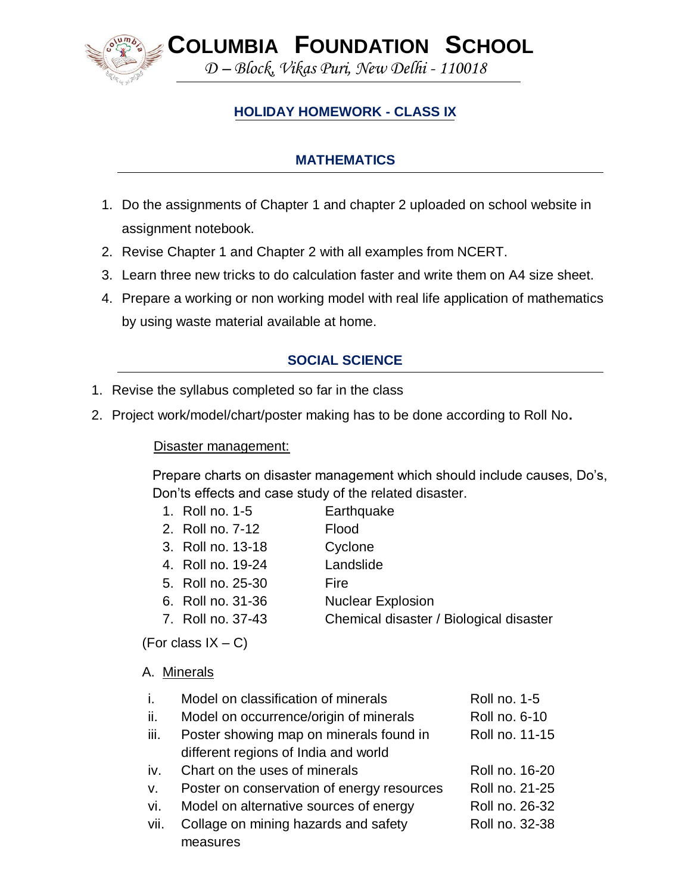# COLUMBIA FOUNDATION SCHOOL

*D – Block, Vikas Puri, New Delhi - 110018*

## HOLIDAY HOMEWORK - CLASS IX

### MATHEMATICS

1. Do the assignments of Chapter 1 and chapter 2 uploaded on school website in assignment notebook.
2. Revise Chapter 1 and Chapter 2 with all examples from NCERT.
3. Learn three new tricks to do calculation faster and write them on A4 size sheet.
4. Prepare a working or non working model with real life application of mathematics by using waste material available at home.

### SOCIAL SCIENCE

1. Revise the syllabus completed so far in the class
2. Project work/model/chart/poster making has to be done according to Roll No**.**

Disaster management:

Prepare charts on disaster management which should include causes, Do's, Don'ts effects and case study of the related disaster.

1. Roll no. 1-5 — Earthquake
2. Roll no. 7-12 — Flood
3. Roll no. 13-18 — Cyclone
4. Roll no. 19-24 — Landslide
5. Roll no. 25-30 — Fire
6. Roll no. 31-36 — Nuclear Explosion
7. Roll no. 37-43 — Chemical disaster / Biological disaster

(For class IX – C)

A. Minerals

| | | |
|---|---|---|
| i. | Model on classification of minerals | Roll no. 1-5 |
| ii. | Model on occurrence/origin of minerals | Roll no. 6-10 |
| iii. | Poster showing map on minerals found in different regions of India and world | Roll no. 11-15 |
| iv. | Chart on the uses of minerals | Roll no. 16-20 |
| v. | Poster on conservation of energy resources | Roll no. 21-25 |
| vi. | Model on alternative sources of energy | Roll no. 26-32 |
| vii. | Collage on mining hazards and safety measures | Roll no. 32-38 |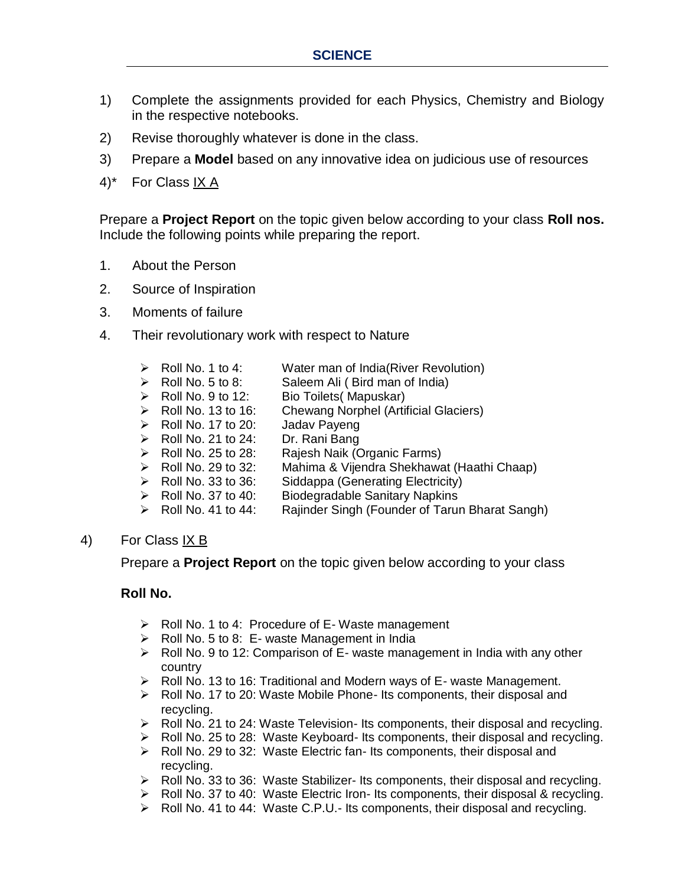## SCIENCE

1) Complete the assignments provided for each Physics, Chemistry and Biology in the respective notebooks.
2) Revise thoroughly whatever is done in the class.
3) Prepare a **Model** based on any innovative idea on judicious use of resources
4)* For Class IX A

Prepare a **Project Report** on the topic given below according to your class **Roll nos.** Include the following points while preparing the report.

1. About the Person
2. Source of Inspiration
3. Moments of failure
4. Their revolutionary work with respect to Nature

- Roll No. 1 to 4: Water man of India(River Revolution)
- Roll No. 5 to 8: Saleem Ali ( Bird man of India)
- Roll No. 9 to 12: Bio Toilets( Mapuskar)
- Roll No. 13 to 16: Chewang Norphel (Artificial Glaciers)
- Roll No. 17 to 20: Jadav Payeng
- Roll No. 21 to 24: Dr. Rani Bang
- Roll No. 25 to 28: Rajesh Naik (Organic Farms)
- Roll No. 29 to 32: Mahima & Vijendra Shekhawat (Haathi Chaap)
- Roll No. 33 to 36: Siddappa (Generating Electricity)
- Roll No. 37 to 40: Biodegradable Sanitary Napkins
- Roll No. 41 to 44: Rajinder Singh (Founder of Tarun Bharat Sangh)

4) For Class IX B

Prepare a **Project Report** on the topic given below according to your class

**Roll No.**

- Roll No. 1 to 4: Procedure of E- Waste management
- Roll No. 5 to 8: E- waste Management in India
- Roll No. 9 to 12: Comparison of E- waste management in India with any other country
- Roll No. 13 to 16: Traditional and Modern ways of E- waste Management.
- Roll No. 17 to 20: Waste Mobile Phone- Its components, their disposal and recycling.
- Roll No. 21 to 24: Waste Television- Its components, their disposal and recycling.
- Roll No. 25 to 28: Waste Keyboard- Its components, their disposal and recycling.
- Roll No. 29 to 32: Waste Electric fan- Its components, their disposal and recycling.
- Roll No. 33 to 36: Waste Stabilizer- Its components, their disposal and recycling.
- Roll No. 37 to 40: Waste Electric Iron- Its components, their disposal & recycling.
- Roll No. 41 to 44: Waste C.P.U.- Its components, their disposal and recycling.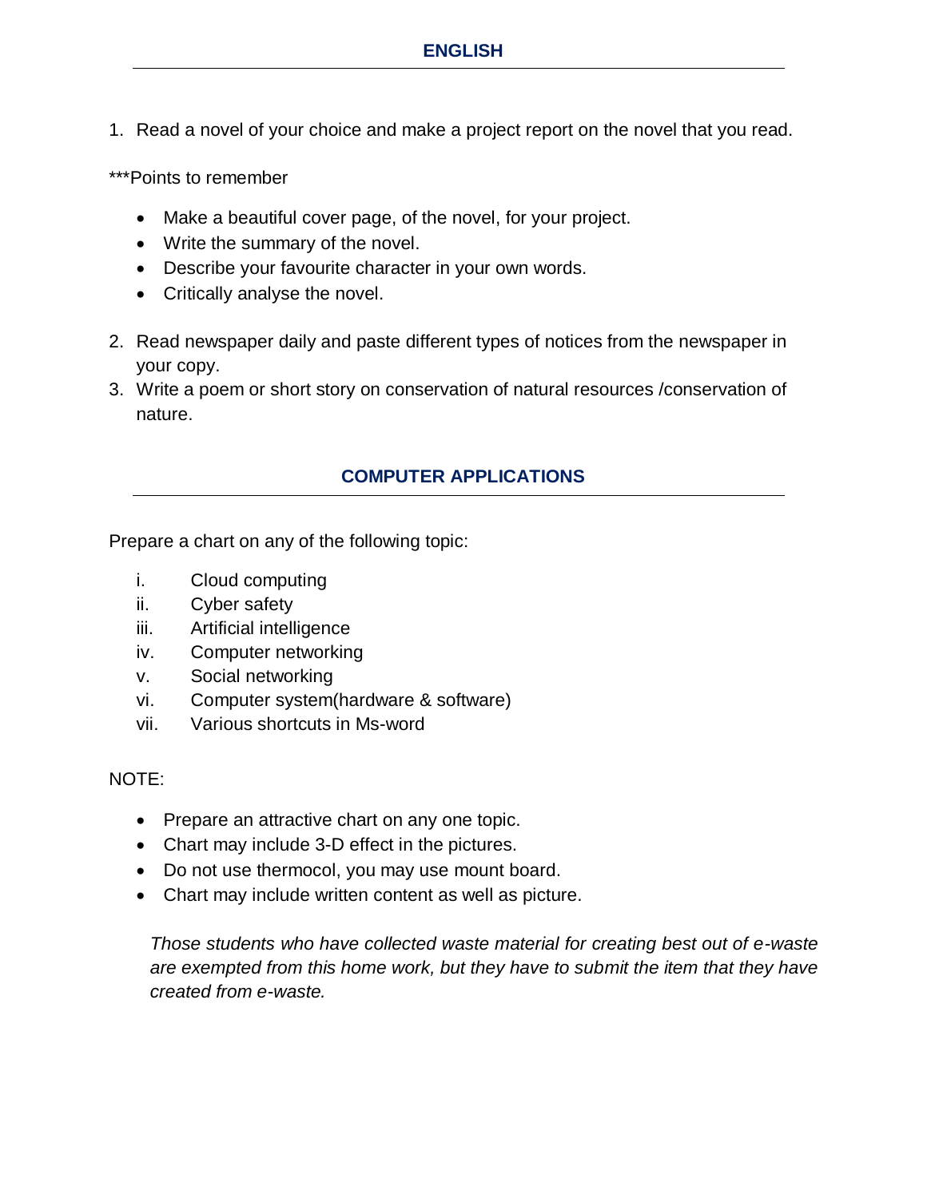## ENGLISH

1. Read a novel of your choice and make a project report on the novel that you read.

***Points to remember

- Make a beautiful cover page, of the novel, for your project.
- Write the summary of the novel.
- Describe your favourite character in your own words.
- Critically analyse the novel.

2. Read newspaper daily and paste different types of notices from the newspaper in your copy.
3. Write a poem or short story on conservation of natural resources /conservation of nature.

## COMPUTER APPLICATIONS

Prepare a chart on any of the following topic:

i. Cloud computing
ii. Cyber safety
iii. Artificial intelligence
iv. Computer networking
v. Social networking
vi. Computer system(hardware & software)
vii. Various shortcuts in Ms-word

NOTE:

- Prepare an attractive chart on any one topic.
- Chart may include 3-D effect in the pictures.
- Do not use thermocol, you may use mount board.
- Chart may include written content as well as picture.

*Those students who have collected waste material for creating best out of e-waste are exempted from this home work, but they have to submit the item that they have created from e-waste.*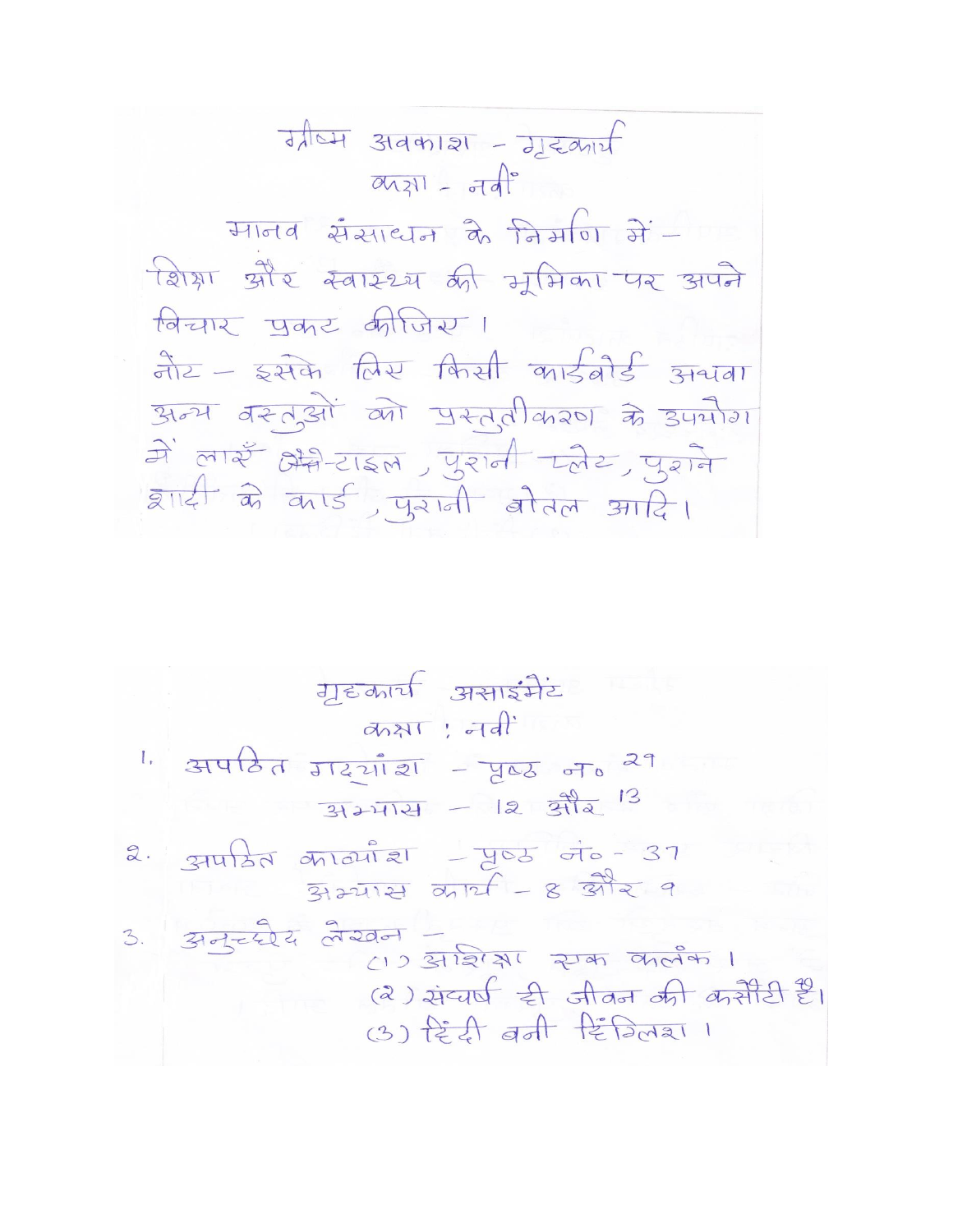# ग्रीष्म अवकाश - गृहकार्य

## कक्षा - नवीं

मानव संसाधन के निर्माण में - शिक्षा और स्वास्थ्य की भूमिका पर अपने विचार प्रकट कीजिए।

नोट - इसके लिए किसी कार्डबोर्ड अथवा अन्य वस्तुओं को प्रस्तुतीकरण के उपयोग में लाएँ जैसे-टाइल, पुरानी प्लेट, पुराने शादी के कार्ड, पुरानी बोतल आदि।

# गृहकार्य असाइंमेंट

## कक्षा : नवीं

1. अपठित गद्यांश - पृष्ठ नं० 29
   अभ्यास - 12 और 13
2. अपठित काव्यांश - पृष्ठ नं० - 37
   अभ्यास कार्य - 8 और 9
3. अनुच्छेद लेखन -
   (1) अशिक्षा एक कलंक।
   (2) संघर्ष ही जीवन की कसौटी है।
   (3) हिंदी बनी हिंग्लिश।